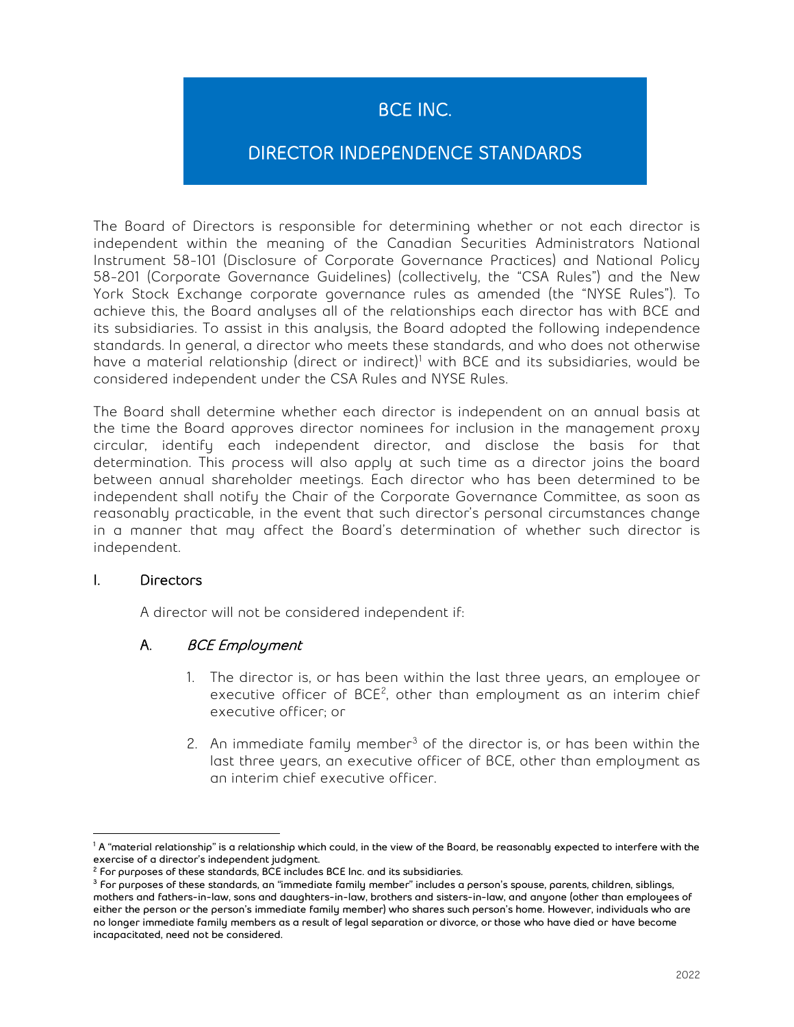# BCE INC.

# DIRECTOR INDEPENDENCE STANDARDS

The Board of Directors is responsible for determining whether or not each director is independent within the meaning of the Canadian Securities Administrators National Instrument 58-101 (Disclosure of Corporate Governance Practices) and National Policy 58-201 (Corporate Governance Guidelines) (collectively, the "CSA Rules") and the New York Stock Exchange corporate governance rules as amended (the "NYSE Rules"). To achieve this, the Board analyses all of the relationships each director has with BCE and its subsidiaries. To assist in this analysis, the Board adopted the following independence standards. In general, a director who meets these standards, and who does not otherwise have a material relationship (direct or indirect)[1] with BCE and its subsidiaries, would be considered independent under the CSA Rules and NYSE Rules.

The Board shall determine whether each director is independent on an annual basis at the time the Board approves director nominees for inclusion in the management proxy circular, identify each independent director, and disclose the basis for that determination. This process will also apply at such time as a director joins the board between annual shareholder meetings. Each director who has been determined to be independent shall notify the Chair of the Corporate Governance Committee, as soon as reasonably practicable, in the event that such director's personal circumstances change in a manner that may affect the Board's determination of whether such director is independent.

## I. Directors

A director will not be considered independent if:

### A. *BCE Employment*

1. The director is, or has been within the last three years, an employee or executive officer of BCE[2], other than employment as an interim chief executive officer; or

2. An immediate family member[3] of the director is, or has been within the last three years, an executive officer of BCE, other than employment as an interim chief executive officer.

---

[1] A "material relationship" is a relationship which could, in the view of the Board, be reasonably expected to interfere with the exercise of a director's independent judgment.

[2] For purposes of these standards, BCE includes BCE Inc. and its subsidiaries.

[3] For purposes of these standards, an "immediate family member" includes a person's spouse, parents, children, siblings, mothers and fathers-in-law, sons and daughters-in-law, brothers and sisters-in-law, and anyone (other than employees of either the person or the person's immediate family member) who shares such person's home. However, individuals who are no longer immediate family members as a result of legal separation or divorce, or those who have died or have become incapacitated, need not be considered.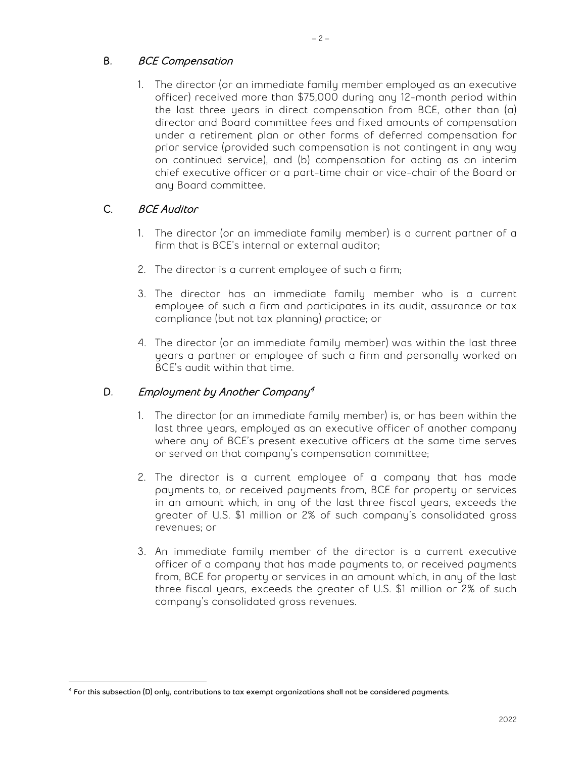### B. *BCE Compensation*

1. The director (or an immediate family member employed as an executive officer) received more than $75,000 during any 12-month period within the last three years in direct compensation from BCE, other than (a) director and Board committee fees and fixed amounts of compensation under a retirement plan or other forms of deferred compensation for prior service (provided such compensation is not contingent in any way on continued service), and (b) compensation for acting as an interim chief executive officer or a part-time chair or vice-chair of the Board or any Board committee.

### C. *BCE Auditor*

1. The director (or an immediate family member) is a current partner of a firm that is BCE's internal or external auditor;

2. The director is a current employee of such a firm;

3. The director has an immediate family member who is a current employee of such a firm and participates in its audit, assurance or tax compliance (but not tax planning) practice; or

4. The director (or an immediate family member) was within the last three years a partner or employee of such a firm and personally worked on BCE's audit within that time.

### D. *Employment by Another Company*[4]

1. The director (or an immediate family member) is, or has been within the last three years, employed as an executive officer of another company where any of BCE's present executive officers at the same time serves or served on that company's compensation committee;

2. The director is a current employee of a company that has made payments to, or received payments from, BCE for property or services in an amount which, in any of the last three fiscal years, exceeds the greater of U.S. $1 million or 2% of such company's consolidated gross revenues; or

3. An immediate family member of the director is a current executive officer of a company that has made payments to, or received payments from, BCE for property or services in an amount which, in any of the last three fiscal years, exceeds the greater of U.S. $1 million or 2% of such company's consolidated gross revenues.

---

[4] For this subsection (D) only, contributions to tax exempt organizations shall not be considered payments.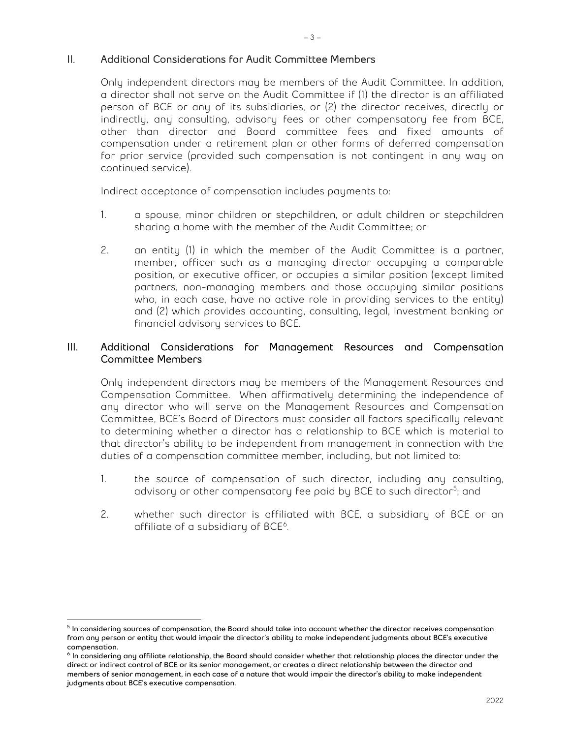## II. Additional Considerations for Audit Committee Members

Only independent directors may be members of the Audit Committee. In addition, a director shall not serve on the Audit Committee if (1) the director is an affiliated person of BCE or any of its subsidiaries, or (2) the director receives, directly or indirectly, any consulting, advisory fees or other compensatory fee from BCE, other than director and Board committee fees and fixed amounts of compensation under a retirement plan or other forms of deferred compensation for prior service (provided such compensation is not contingent in any way on continued service).

Indirect acceptance of compensation includes payments to:

1. a spouse, minor children or stepchildren, or adult children or stepchildren sharing a home with the member of the Audit Committee; or

2. an entity (1) in which the member of the Audit Committee is a partner, member, officer such as a managing director occupying a comparable position, or executive officer, or occupies a similar position (except limited partners, non-managing members and those occupying similar positions who, in each case, have no active role in providing services to the entity) and (2) which provides accounting, consulting, legal, investment banking or financial advisory services to BCE.

## III. Additional Considerations for Management Resources and Compensation Committee Members

Only independent directors may be members of the Management Resources and Compensation Committee. When affirmatively determining the independence of any director who will serve on the Management Resources and Compensation Committee, BCE's Board of Directors must consider all factors specifically relevant to determining whether a director has a relationship to BCE which is material to that director's ability to be independent from management in connection with the duties of a compensation committee member, including, but not limited to:

1. the source of compensation of such director, including any consulting, advisory or other compensatory fee paid by BCE to such director[5]; and

2. whether such director is affiliated with BCE, a subsidiary of BCE or an affiliate of a subsidiary of BCE[6].

---

[5] In considering sources of compensation, the Board should take into account whether the director receives compensation from any person or entity that would impair the director's ability to make independent judgments about BCE's executive compensation.

[6] In considering any affiliate relationship, the Board should consider whether that relationship places the director under the direct or indirect control of BCE or its senior management, or creates a direct relationship between the director and members of senior management, in each case of a nature that would impair the director's ability to make independent judgments about BCE's executive compensation.

2022